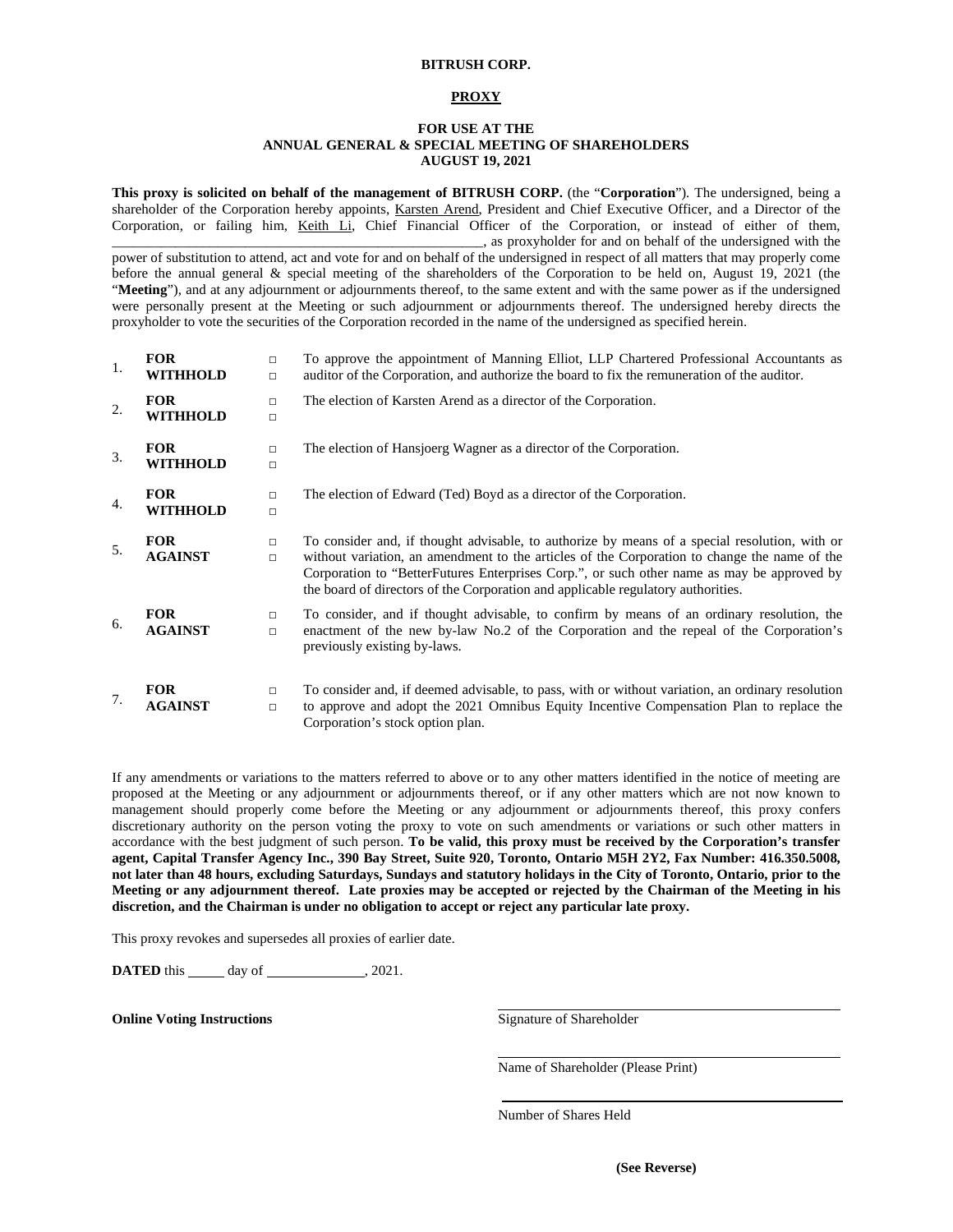**BITRUSH CORP.**

**PROXY**

**FOR USE AT THE**
**ANNUAL GENERAL & SPECIAL MEETING OF SHAREHOLDERS**
**AUGUST 19, 2021**

**This proxy is solicited on behalf of the management of BITRUSH CORP.** (the "**Corporation**"). The undersigned, being a shareholder of the Corporation hereby appoints, Karsten Arend, President and Chief Executive Officer, and a Director of the Corporation, or failing him, Keith Li, Chief Financial Officer of the Corporation, or instead of either of them, ______________________________________________________, as proxyholder for and on behalf of the undersigned with the power of substitution to attend, act and vote for and on behalf of the undersigned in respect of all matters that may properly come before the annual general & special meeting of the shareholders of the Corporation to be held on, August 19, 2021 (the "**Meeting**"), and at any adjournment or adjournments thereof, to the same extent and with the same power as if the undersigned were personally present at the Meeting or such adjournment or adjournments thereof. The undersigned hereby directs the proxyholder to vote the securities of the Corporation recorded in the name of the undersigned as specified herein.

| | | | |
|---|---|---|---|
| 1. | **FOR**<br>**WITHHOLD** | □<br>□ | To approve the appointment of Manning Elliot, LLP Chartered Professional Accountants as auditor of the Corporation, and authorize the board to fix the remuneration of the auditor. |
| 2. | **FOR**<br>**WITHHOLD** | □<br>□ | The election of Karsten Arend as a director of the Corporation. |
| 3. | **FOR**<br>**WITHHOLD** | □<br>□ | The election of Hansjoerg Wagner as a director of the Corporation. |
| 4. | **FOR**<br>**WITHHOLD** | □<br>□ | The election of Edward (Ted) Boyd as a director of the Corporation. |
| 5. | **FOR**<br>**AGAINST** | □<br>□ | To consider and, if thought advisable, to authorize by means of a special resolution, with or without variation, an amendment to the articles of the Corporation to change the name of the Corporation to "BetterFutures Enterprises Corp.", or such other name as may be approved by the board of directors of the Corporation and applicable regulatory authorities. |
| 6. | **FOR**<br>**AGAINST** | □<br>□ | To consider, and if thought advisable, to confirm by means of an ordinary resolution, the enactment of the new by-law No.2 of the Corporation and the repeal of the Corporation's previously existing by-laws. |
| 7. | **FOR**<br>**AGAINST** | □<br>□ | To consider and, if deemed advisable, to pass, with or without variation, an ordinary resolution to approve and adopt the 2021 Omnibus Equity Incentive Compensation Plan to replace the Corporation's stock option plan. |

If any amendments or variations to the matters referred to above or to any other matters identified in the notice of meeting are proposed at the Meeting or any adjournment or adjournments thereof, or if any other matters which are not now known to management should properly come before the Meeting or any adjournment or adjournments thereof, this proxy confers discretionary authority on the person voting the proxy to vote on such amendments or variations or such other matters in accordance with the best judgment of such person. **To be valid, this proxy must be received by the Corporation's transfer agent, Capital Transfer Agency Inc., 390 Bay Street, Suite 920, Toronto, Ontario M5H 2Y2, Fax Number: 416.350.5008, not later than 48 hours, excluding Saturdays, Sundays and statutory holidays in the City of Toronto, Ontario, prior to the Meeting or any adjournment thereof. Late proxies may be accepted or rejected by the Chairman of the Meeting in his discretion, and the Chairman is under no obligation to accept or reject any particular late proxy.**

This proxy revokes and supersedes all proxies of earlier date.

**DATED** this _____ day of ______________, 2021.

**Online Voting Instructions**

______________________________________________
Signature of Shareholder

______________________________________________
Name of Shareholder (Please Print)

______________________________________________
Number of Shares Held

**(See Reverse)**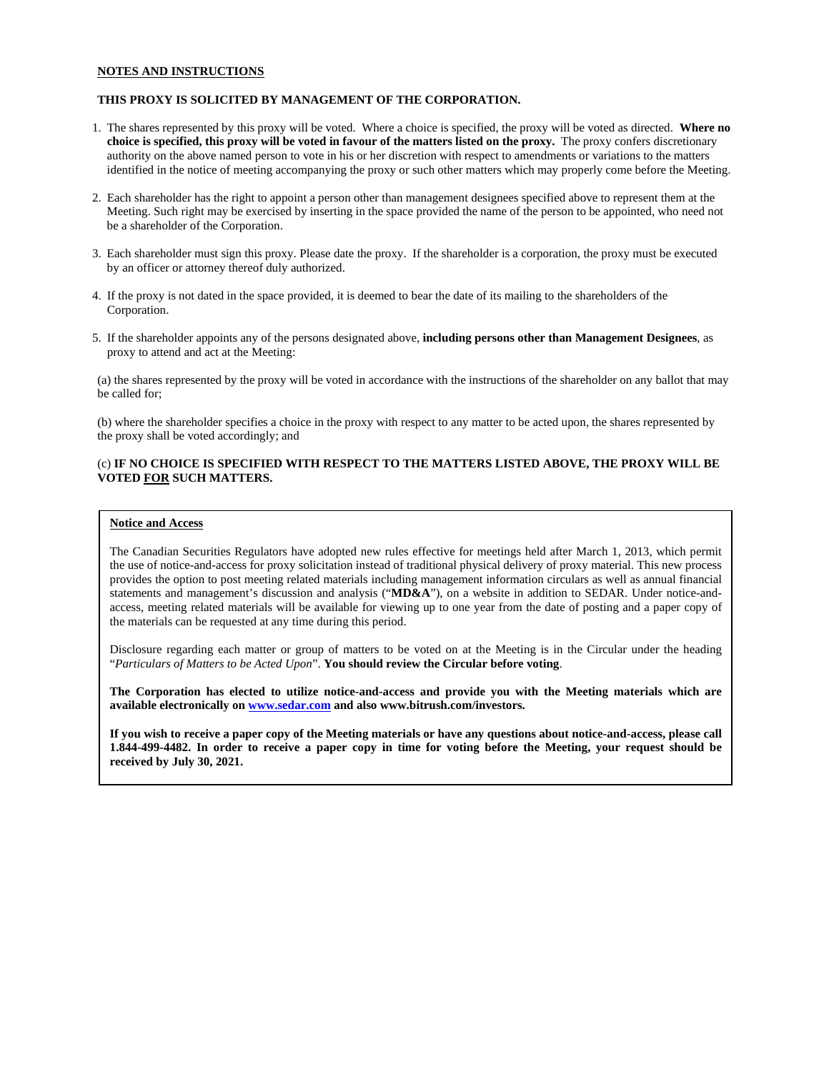**NOTES AND INSTRUCTIONS**

**THIS PROXY IS SOLICITED BY MANAGEMENT OF THE CORPORATION.**

1. The shares represented by this proxy will be voted. Where a choice is specified, the proxy will be voted as directed. **Where no choice is specified, this proxy will be voted in favour of the matters listed on the proxy.** The proxy confers discretionary authority on the above named person to vote in his or her discretion with respect to amendments or variations to the matters identified in the notice of meeting accompanying the proxy or such other matters which may properly come before the Meeting.

2. Each shareholder has the right to appoint a person other than management designees specified above to represent them at the Meeting. Such right may be exercised by inserting in the space provided the name of the person to be appointed, who need not be a shareholder of the Corporation.

3. Each shareholder must sign this proxy. Please date the proxy. If the shareholder is a corporation, the proxy must be executed by an officer or attorney thereof duly authorized.

4. If the proxy is not dated in the space provided, it is deemed to bear the date of its mailing to the shareholders of the Corporation.

5. If the shareholder appoints any of the persons designated above, **including persons other than Management Designees**, as proxy to attend and act at the Meeting:

(a) the shares represented by the proxy will be voted in accordance with the instructions of the shareholder on any ballot that may be called for;

(b) where the shareholder specifies a choice in the proxy with respect to any matter to be acted upon, the shares represented by the proxy shall be voted accordingly; and

(c) **IF NO CHOICE IS SPECIFIED WITH RESPECT TO THE MATTERS LISTED ABOVE, THE PROXY WILL BE VOTED FOR SUCH MATTERS.**

**Notice and Access**

The Canadian Securities Regulators have adopted new rules effective for meetings held after March 1, 2013, which permit the use of notice-and-access for proxy solicitation instead of traditional physical delivery of proxy material. This new process provides the option to post meeting related materials including management information circulars as well as annual financial statements and management's discussion and analysis ("**MD&A**"), on a website in addition to SEDAR. Under notice-and-access, meeting related materials will be available for viewing up to one year from the date of posting and a paper copy of the materials can be requested at any time during this period.

Disclosure regarding each matter or group of matters to be voted on at the Meeting is in the Circular under the heading "*Particulars of Matters to be Acted Upon*". **You should review the Circular before voting**.

**The Corporation has elected to utilize notice-and-access and provide you with the Meeting materials which are available electronically on www.sedar.com and also www.bitrush.com/investors.**

**If you wish to receive a paper copy of the Meeting materials or have any questions about notice-and-access, please call 1.844-499-4482. In order to receive a paper copy in time for voting before the Meeting, your request should be received by July 30, 2021.**